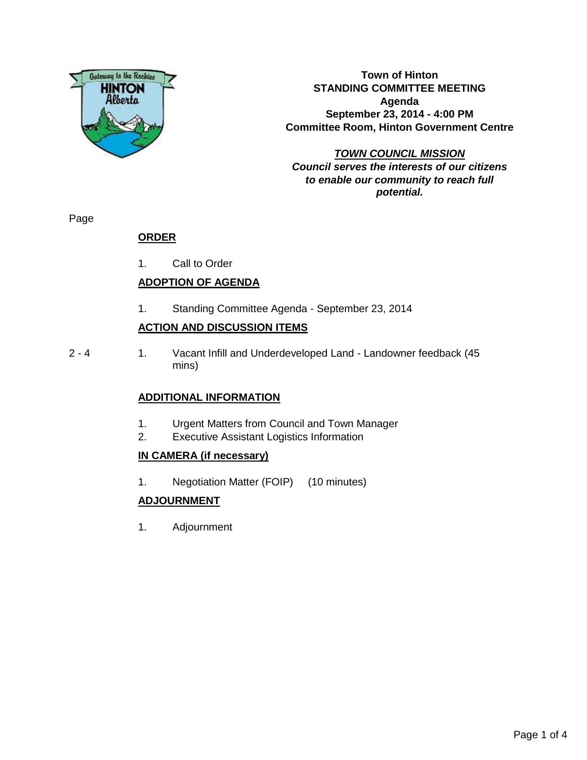**Town of Hinton**
**STANDING COMMITTEE MEETING**
**Agenda**
**September 23, 2014 - 4:00 PM**
**Committee Room, Hinton Government Centre**

***TOWN COUNCIL MISSION***
***Council serves the interests of our citizens to enable our community to reach full potential.***

Page

## ORDER

1. Call to Order

## ADOPTION OF AGENDA

1. Standing Committee Agenda - September 23, 2014

## ACTION AND DISCUSSION ITEMS

2 - 4 1. Vacant Infill and Underdeveloped Land - Landowner feedback (45 mins)

## ADDITIONAL INFORMATION

1. Urgent Matters from Council and Town Manager
2. Executive Assistant Logistics Information

## IN CAMERA (if necessary)

1. Negotiation Matter (FOIP) (10 minutes)

## ADJOURNMENT

1. Adjournment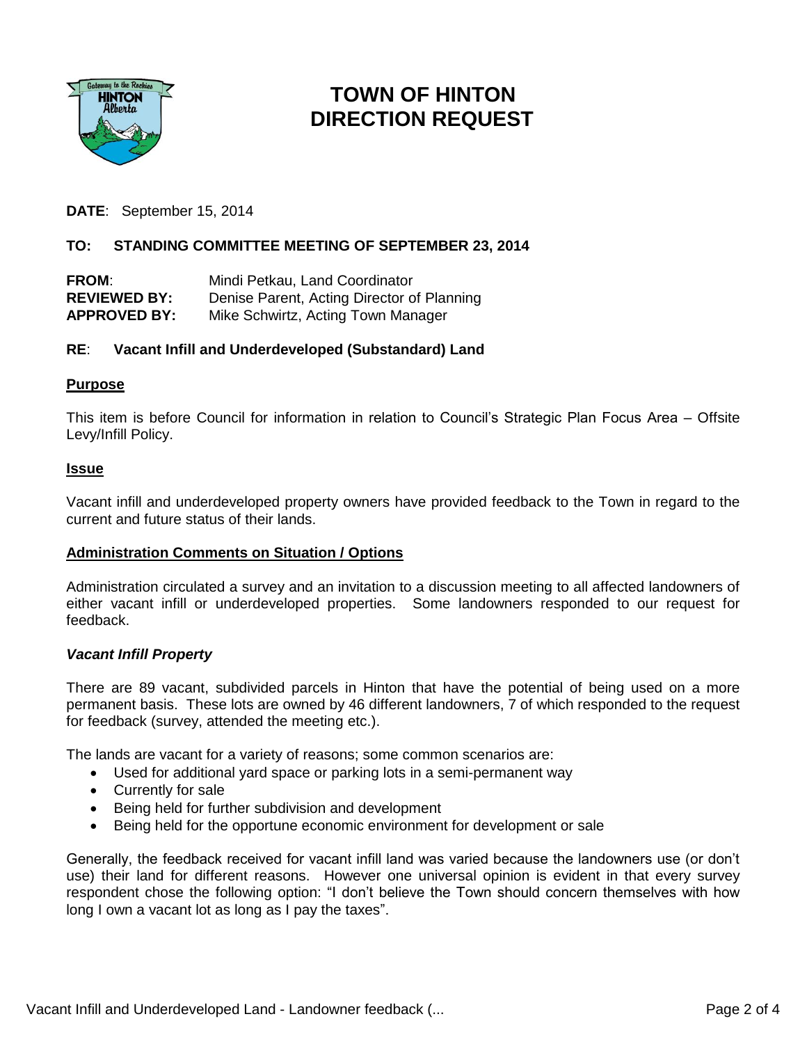# TOWN OF HINTON
# DIRECTION REQUEST

**DATE**: September 15, 2014

**TO: STANDING COMMITTEE MEETING OF SEPTEMBER 23, 2014**

**FROM**: Mindi Petkau, Land Coordinator
**REVIEWED BY:** Denise Parent, Acting Director of Planning
**APPROVED BY:** Mike Schwirtz, Acting Town Manager

**RE**: **Vacant Infill and Underdeveloped (Substandard) Land**

## Purpose

This item is before Council for information in relation to Council's Strategic Plan Focus Area – Offsite Levy/Infill Policy.

## Issue

Vacant infill and underdeveloped property owners have provided feedback to the Town in regard to the current and future status of their lands.

## Administration Comments on Situation / Options

Administration circulated a survey and an invitation to a discussion meeting to all affected landowners of either vacant infill or underdeveloped properties. Some landowners responded to our request for feedback.

### *Vacant Infill Property*

There are 89 vacant, subdivided parcels in Hinton that have the potential of being used on a more permanent basis. These lots are owned by 46 different landowners, 7 of which responded to the request for feedback (survey, attended the meeting etc.).

The lands are vacant for a variety of reasons; some common scenarios are:

- Used for additional yard space or parking lots in a semi-permanent way
- Currently for sale
- Being held for further subdivision and development
- Being held for the opportune economic environment for development or sale

Generally, the feedback received for vacant infill land was varied because the landowners use (or don't use) their land for different reasons. However one universal opinion is evident in that every survey respondent chose the following option: "I don't believe the Town should concern themselves with how long I own a vacant lot as long as I pay the taxes".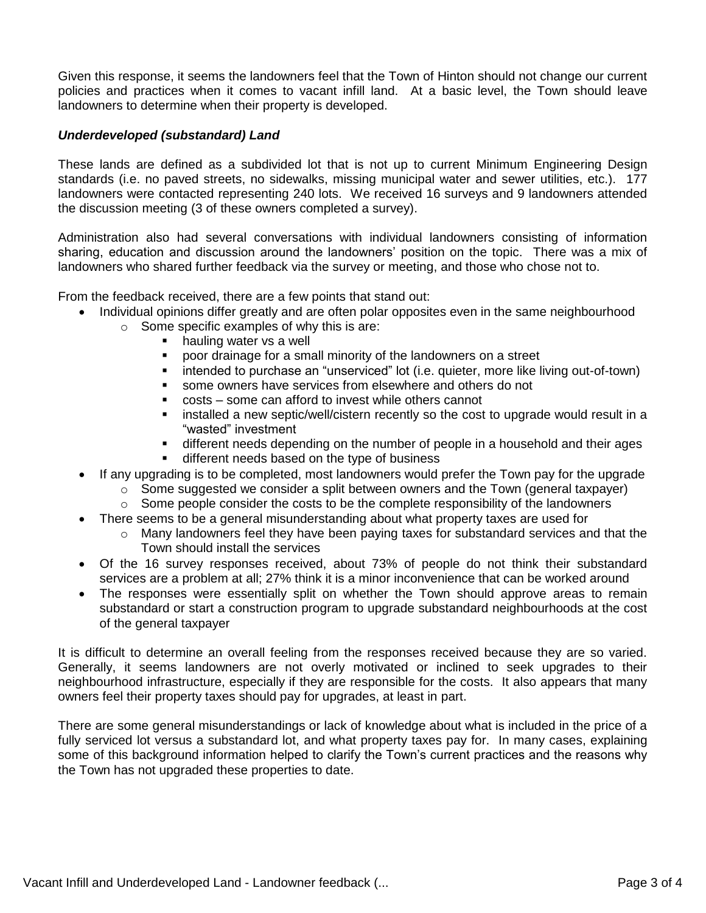Given this response, it seems the landowners feel that the Town of Hinton should not change our current policies and practices when it comes to vacant infill land. At a basic level, the Town should leave landowners to determine when their property is developed.

### *Underdeveloped (substandard) Land*

These lands are defined as a subdivided lot that is not up to current Minimum Engineering Design standards (i.e. no paved streets, no sidewalks, missing municipal water and sewer utilities, etc.). 177 landowners were contacted representing 240 lots. We received 16 surveys and 9 landowners attended the discussion meeting (3 of these owners completed a survey).

Administration also had several conversations with individual landowners consisting of information sharing, education and discussion around the landowners' position on the topic. There was a mix of landowners who shared further feedback via the survey or meeting, and those who chose not to.

From the feedback received, there are a few points that stand out:

- Individual opinions differ greatly and are often polar opposites even in the same neighbourhood
  - Some specific examples of why this is are:
    - hauling water vs a well
    - poor drainage for a small minority of the landowners on a street
    - intended to purchase an "unserviced" lot (i.e. quieter, more like living out-of-town)
    - some owners have services from elsewhere and others do not
    - costs – some can afford to invest while others cannot
    - installed a new septic/well/cistern recently so the cost to upgrade would result in a "wasted" investment
    - different needs depending on the number of people in a household and their ages
    - different needs based on the type of business
- If any upgrading is to be completed, most landowners would prefer the Town pay for the upgrade
  - Some suggested we consider a split between owners and the Town (general taxpayer)
  - Some people consider the costs to be the complete responsibility of the landowners
- There seems to be a general misunderstanding about what property taxes are used for
  - Many landowners feel they have been paying taxes for substandard services and that the Town should install the services
- Of the 16 survey responses received, about 73% of people do not think their substandard services are a problem at all; 27% think it is a minor inconvenience that can be worked around
- The responses were essentially split on whether the Town should approve areas to remain substandard or start a construction program to upgrade substandard neighbourhoods at the cost of the general taxpayer

It is difficult to determine an overall feeling from the responses received because they are so varied. Generally, it seems landowners are not overly motivated or inclined to seek upgrades to their neighbourhood infrastructure, especially if they are responsible for the costs. It also appears that many owners feel their property taxes should pay for upgrades, at least in part.

There are some general misunderstandings or lack of knowledge about what is included in the price of a fully serviced lot versus a substandard lot, and what property taxes pay for. In many cases, explaining some of this background information helped to clarify the Town's current practices and the reasons why the Town has not upgraded these properties to date.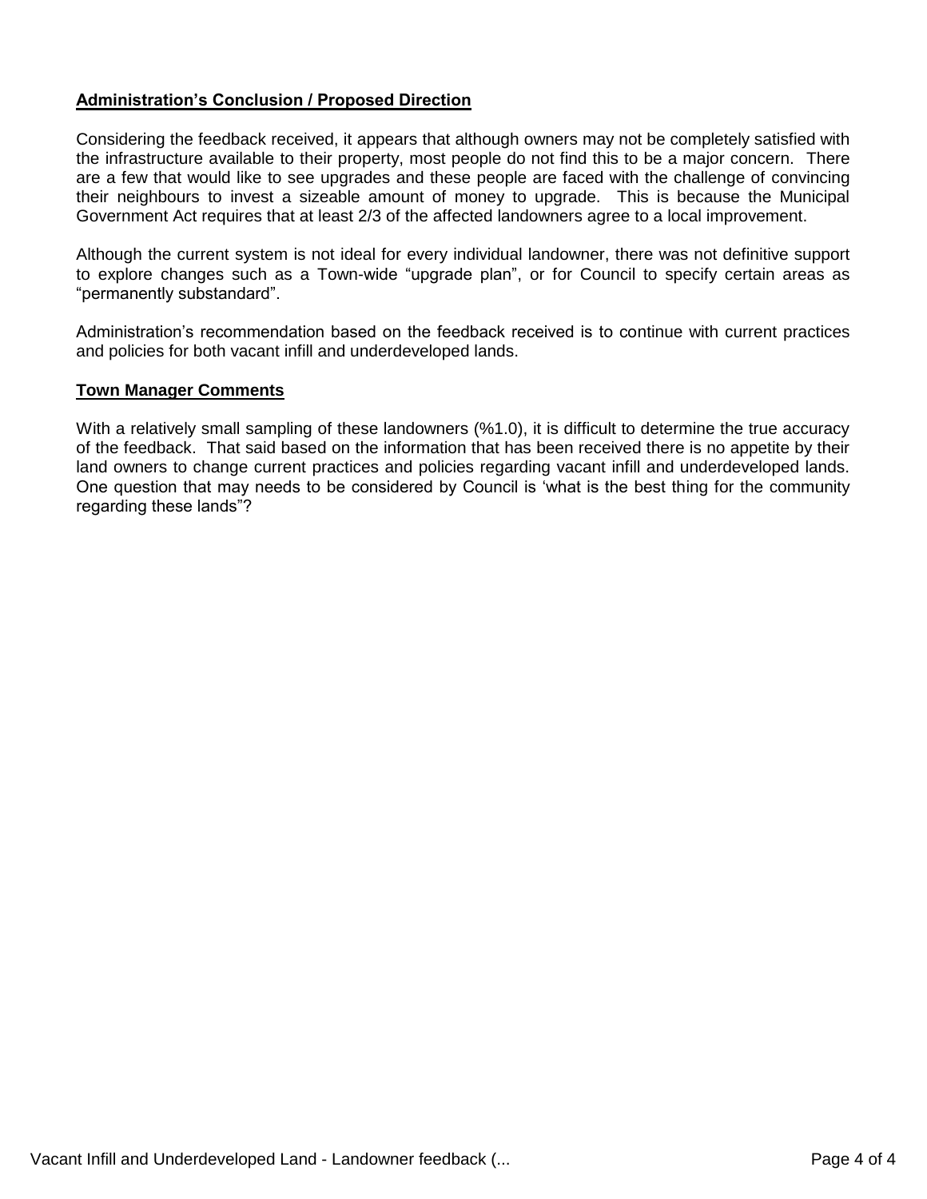**Administration's Conclusion / Proposed Direction**

Considering the feedback received, it appears that although owners may not be completely satisfied with the infrastructure available to their property, most people do not find this to be a major concern. There are a few that would like to see upgrades and these people are faced with the challenge of convincing their neighbours to invest a sizeable amount of money to upgrade. This is because the Municipal Government Act requires that at least 2/3 of the affected landowners agree to a local improvement.

Although the current system is not ideal for every individual landowner, there was not definitive support to explore changes such as a Town-wide "upgrade plan", or for Council to specify certain areas as "permanently substandard".

Administration's recommendation based on the feedback received is to continue with current practices and policies for both vacant infill and underdeveloped lands.

**Town Manager Comments**

With a relatively small sampling of these landowners (%1.0), it is difficult to determine the true accuracy of the feedback. That said based on the information that has been received there is no appetite by their land owners to change current practices and policies regarding vacant infill and underdeveloped lands. One question that may needs to be considered by Council is 'what is the best thing for the community regarding these lands"?